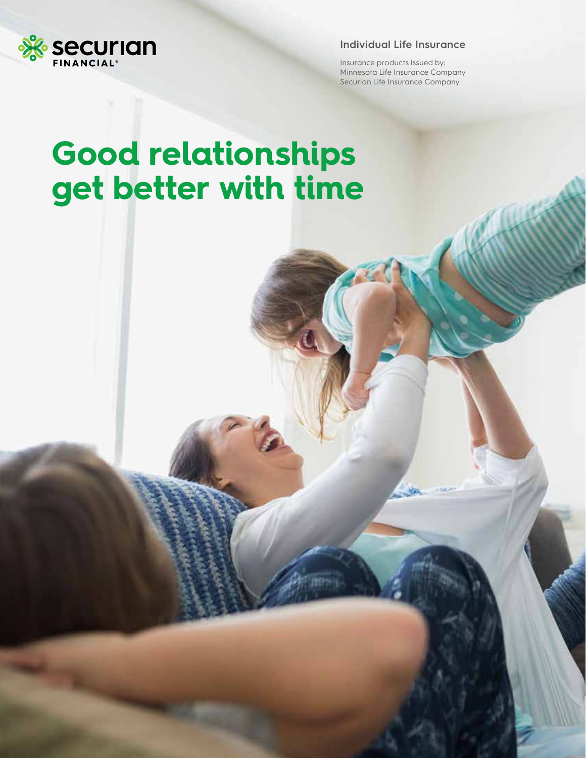Securian Financial

Individual Life Insurance

Insurance products issued by:
Minnesota Life Insurance Company
Securian Life Insurance Company

# Good relationships get better with time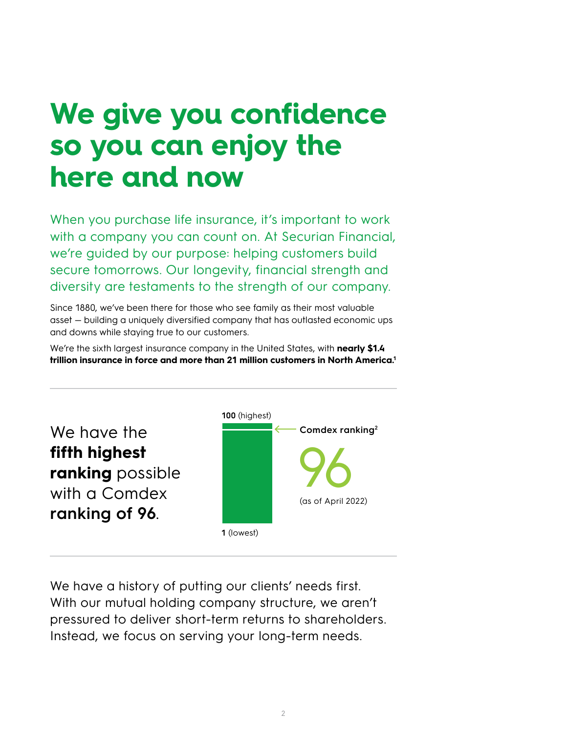# We give you confidence so you can enjoy the here and now

When you purchase life insurance, it's important to work with a company you can count on. At Securian Financial, we're guided by our purpose: helping customers build secure tomorrows. Our longevity, financial strength and diversity are testaments to the strength of our company.

Since 1880, we've been there for those who see family as their most valuable asset — building a uniquely diversified company that has outlasted economic ups and downs while staying true to our customers.

We're the sixth largest insurance company in the United States, with **nearly $1.4 trillion insurance in force and more than 21 million customers in North America.**[1]

---

We have the **fifth highest ranking** possible with a Comdex **ranking of 96**.

**100** (highest)

Comdex ranking[2]

96

(as of April 2022)

**1** (lowest)

---

We have a history of putting our clients' needs first. With our mutual holding company structure, we aren't pressured to deliver short-term returns to shareholders. Instead, we focus on serving your long-term needs.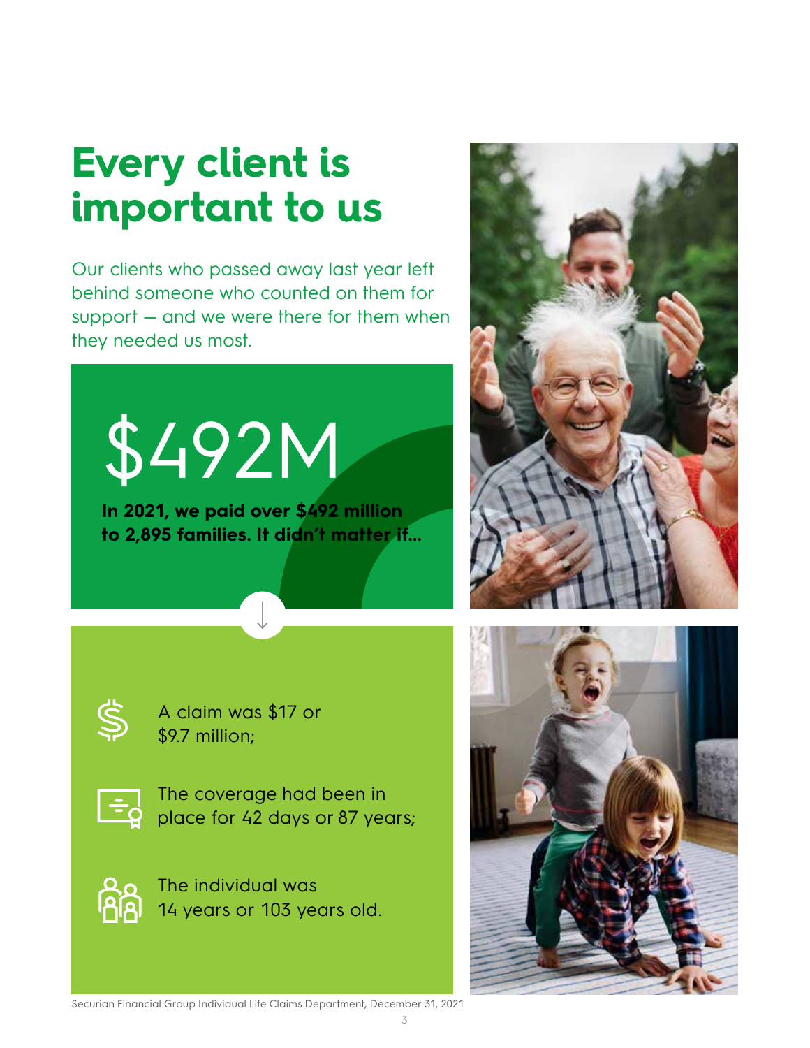# Every client is important to us

Our clients who passed away last year left behind someone who counted on them for support — and we were there for them when they needed us most.

$492M

**In 2021, we paid over $492 million to 2,895 families. It didn't matter if...**

A claim was $17 or $9.7 million;

The coverage had been in place for 42 days or 87 years;

The individual was 14 years or 103 years old.

Securian Financial Group Individual Life Claims Department, December 31, 2021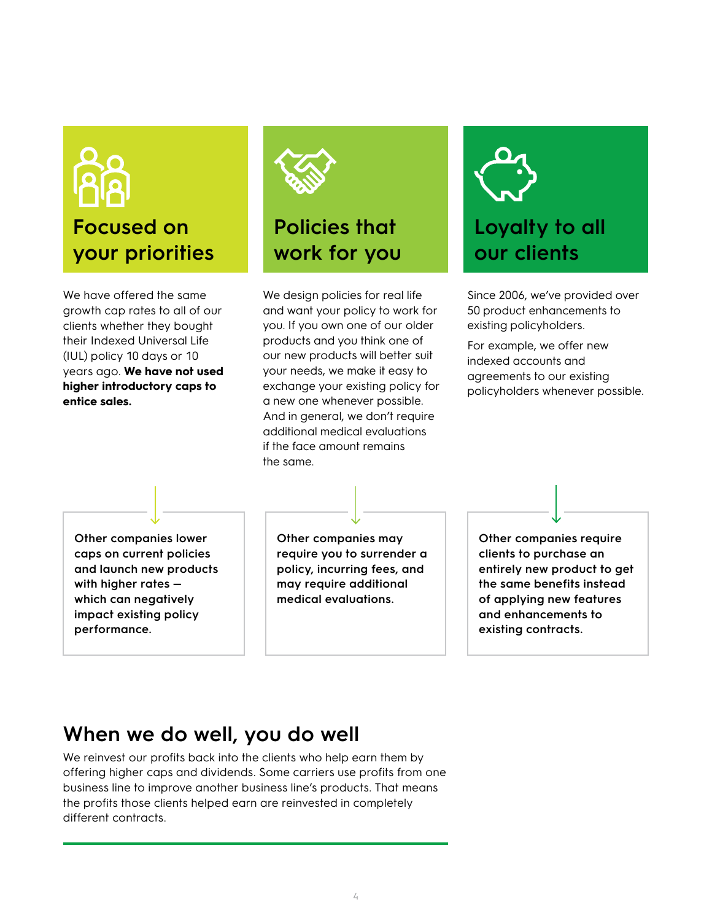## Focused on your priorities

We have offered the same growth cap rates to all of our clients whether they bought their Indexed Universal Life (IUL) policy 10 days or 10 years ago. **We have not used higher introductory caps to entice sales.**

**Other companies lower caps on current policies and launch new products with higher rates — which can negatively impact existing policy performance.**

## Policies that work for you

We design policies for real life and want your policy to work for you. If you own one of our older products and you think one of our new products will better suit your needs, we make it easy to exchange your existing policy for a new one whenever possible. And in general, we don't require additional medical evaluations if the face amount remains the same.

**Other companies may require you to surrender a policy, incurring fees, and may require additional medical evaluations.**

## Loyalty to all our clients

Since 2006, we've provided over 50 product enhancements to existing policyholders.

For example, we offer new indexed accounts and agreements to our existing policyholders whenever possible.

**Other companies require clients to purchase an entirely new product to get the same benefits instead of applying new features and enhancements to existing contracts.**

## When we do well, you do well

We reinvest our profits back into the clients who help earn them by offering higher caps and dividends. Some carriers use profits from one business line to improve another business line's products. That means the profits those clients helped earn are reinvested in completely different contracts.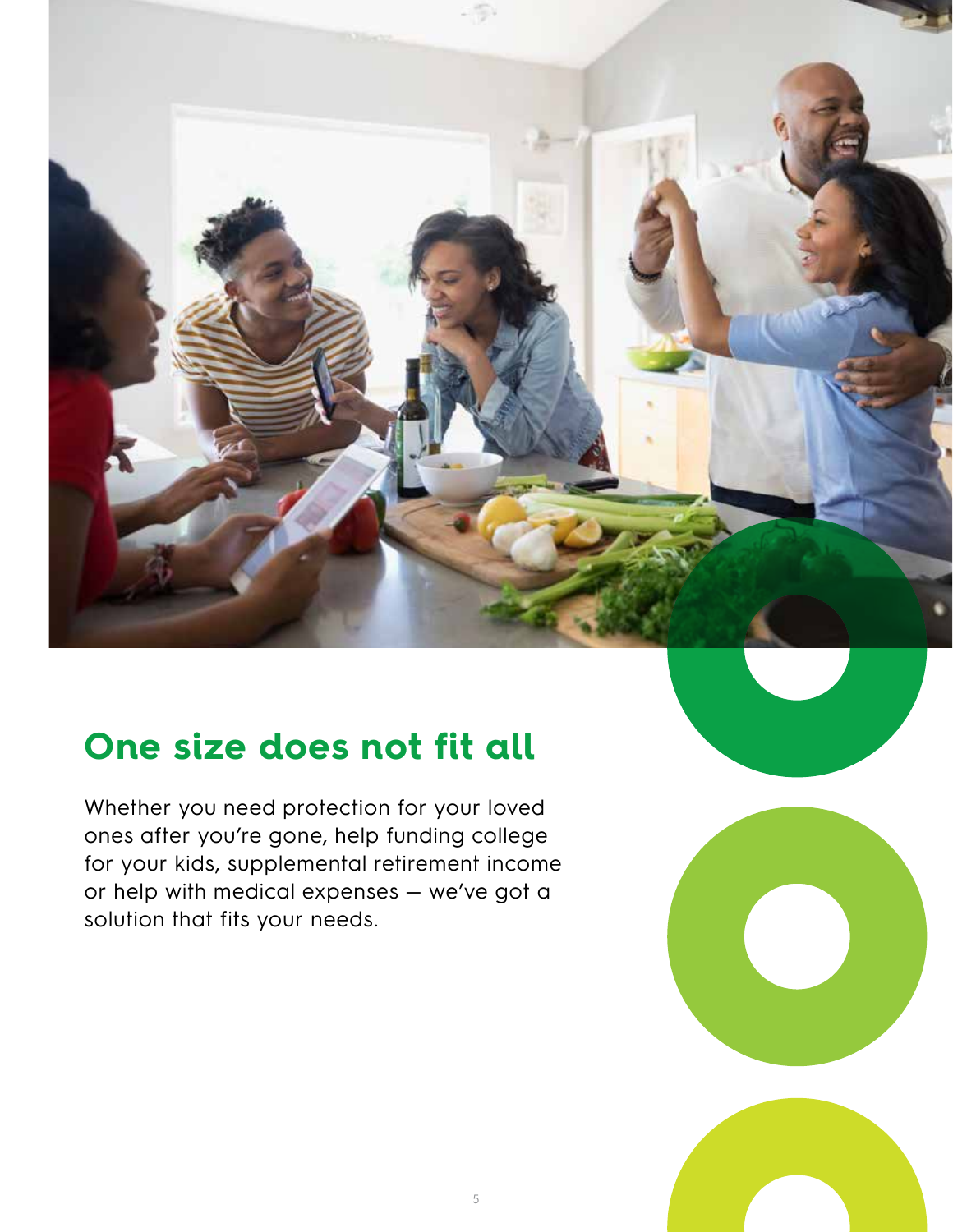## One size does not fit all

Whether you need protection for your loved ones after you're gone, help funding college for your kids, supplemental retirement income or help with medical expenses — we've got a solution that fits your needs.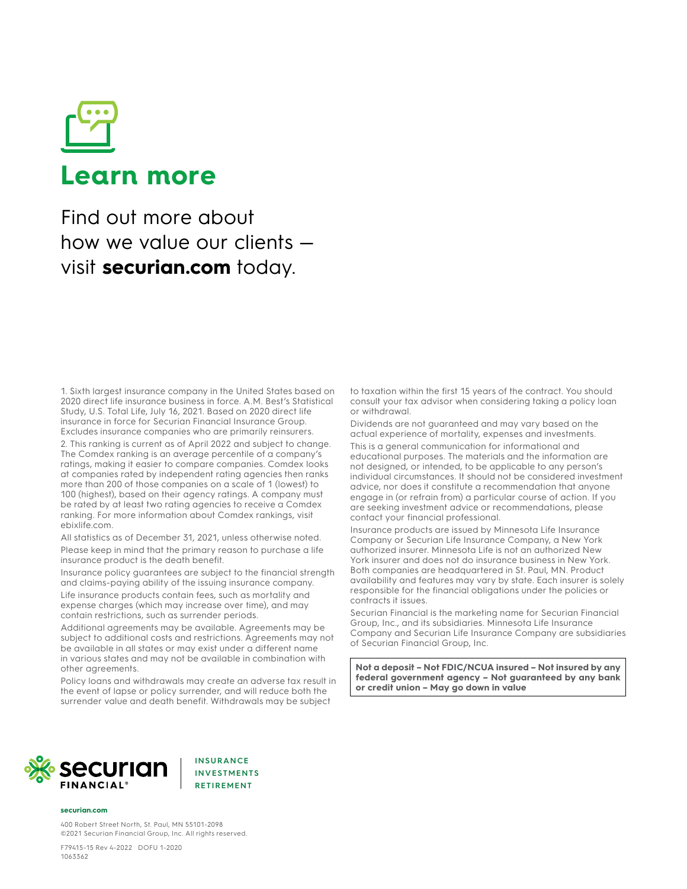# Learn more

Find out more about how we value our clients — visit **securian.com** today.

1. Sixth largest insurance company in the United States based on 2020 direct life insurance business in force. A.M. Best's Statistical Study, U.S. Total Life, July 16, 2021. Based on 2020 direct life insurance in force for Securian Financial Group. Excludes insurance companies who are primarily reinsurers.

2. This ranking is current as of April 2022 and subject to change. The Comdex ranking is an average percentile of a company's ratings, making it easier to compare companies. Comdex looks at companies rated by independent rating agencies then ranks more than 200 of those companies on a scale of 1 (lowest) to 100 (highest), based on their agency ratings. A company must be rated by at least two rating agencies to receive a Comdex ranking. For more information about Comdex rankings, visit ebixlife.com.

All statistics as of December 31, 2021, unless otherwise noted.

Please keep in mind that the primary reason to purchase a life insurance product is the death benefit.

Insurance policy guarantees are subject to the financial strength and claims-paying ability of the issuing insurance company.

Life insurance products contain fees, such as mortality and expense charges (which may increase over time), and may contain restrictions, such as surrender periods.

Additional agreements may be available. Agreements may be subject to additional costs and restrictions. Agreements may not be available in all states or may exist under a different name in various states and may not be available in combination with other agreements.

Policy loans and withdrawals may create an adverse tax result in the event of lapse or policy surrender, and will reduce both the surrender value and death benefit. Withdrawals may be subject to taxation within the first 15 years of the contract. You should consult your tax advisor when considering taking a policy loan or withdrawal.

Dividends are not guaranteed and may vary based on the actual experience of mortality, expenses and investments.

This is a general communication for informational and educational purposes. The materials and the information are not designed, or intended, to be applicable to any person's individual circumstances. It should not be considered investment advice, nor does it constitute a recommendation that anyone engage in (or refrain from) a particular course of action. If you are seeking investment advice or recommendations, please contact your financial professional.

Insurance products are issued by Minnesota Life Insurance Company or Securian Life Insurance Company, a New York authorized insurer. Minnesota Life is not an authorized New York insurer and does not do insurance business in New York. Both companies are headquartered in St. Paul, MN. Product availability and features may vary by state. Each insurer is solely responsible for the financial obligations under the policies or contracts it issues.

Securian Financial is the marketing name for Securian Financial Group, Inc., and its subsidiaries. Minnesota Life Insurance Company and Securian Life Insurance Company are subsidiaries of Securian Financial Group, Inc.

**Not a deposit – Not FDIC/NCUA insured – Not insured by any federal government agency – Not guaranteed by any bank or credit union – May go down in value**

securian FINANCIAL®

INSURANCE
INVESTMENTS
RETIREMENT

**securian.com**

400 Robert Street North, St. Paul, MN 55101-2098
©2021 Securian Financial Group, Inc. All rights reserved.

F79415-15 Rev 4-2022 DOFU 1-2020
1063362